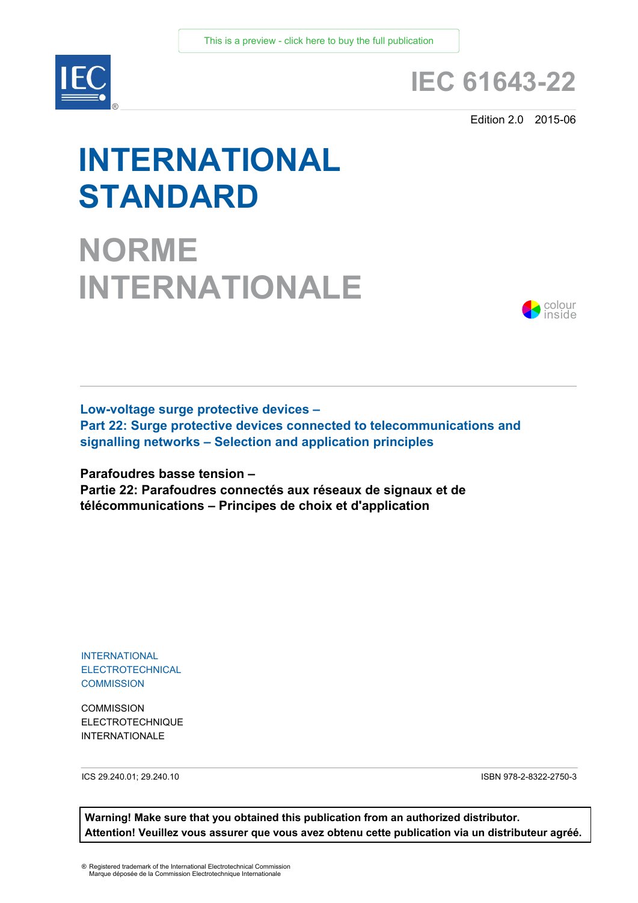This is a preview - click here to buy the full publication

# IEC 61643-22

Edition 2.0 2015-06

# INTERNATIONAL STANDARD

# NORME INTERNATIONALE

colour inside

**Low-voltage surge protective devices –**
**Part 22: Surge protective devices connected to telecommunications and signalling networks – Selection and application principles**

**Parafoudres basse tension –**
**Partie 22: Parafoudres connectés aux réseaux de signaux et de télécommunications – Principes de choix et d'application**

INTERNATIONAL
ELECTROTECHNICAL
COMMISSION

COMMISSION
ELECTROTECHNIQUE
INTERNATIONALE

ICS 29.240.01; 29.240.10

ISBN 978-2-8322-2750-3

**Warning! Make sure that you obtained this publication from an authorized distributor.**
**Attention! Veuillez vous assurer que vous avez obtenu cette publication via un distributeur agréé.**

® Registered trademark of the International Electrotechnical Commission
Marque déposée de la Commission Electrotechnique Internationale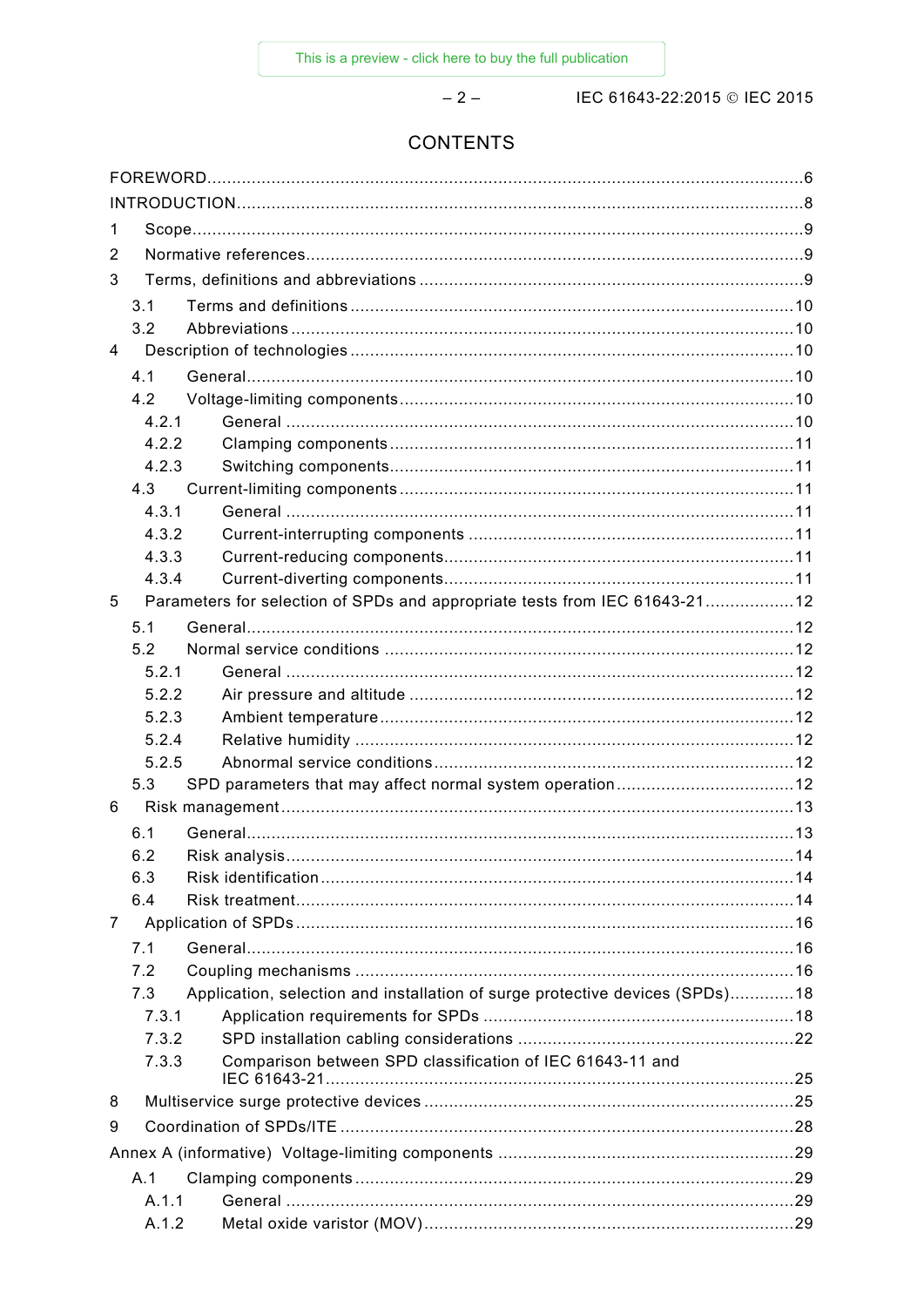# CONTENTS

FOREWORD....6
INTRODUCTION....8
1 Scope....9
2 Normative references....9
3 Terms, definitions and abbreviations....9
  3.1 Terms and definitions....10
  3.2 Abbreviations....10
4 Description of technologies....10
  4.1 General....10
  4.2 Voltage-limiting components....10
    4.2.1 General....10
    4.2.2 Clamping components....11
    4.2.3 Switching components....11
  4.3 Current-limiting components....11
    4.3.1 General....11
    4.3.2 Current-interrupting components....11
    4.3.3 Current-reducing components....11
    4.3.4 Current-diverting components....11
5 Parameters for selection of SPDs and appropriate tests from IEC 61643-21....12
  5.1 General....12
  5.2 Normal service conditions....12
    5.2.1 General....12
    5.2.2 Air pressure and altitude....12
    5.2.3 Ambient temperature....12
    5.2.4 Relative humidity....12
    5.2.5 Abnormal service conditions....12
  5.3 SPD parameters that may affect normal system operation....12
6 Risk management....13
  6.1 General....13
  6.2 Risk analysis....14
  6.3 Risk identification....14
  6.4 Risk treatment....14
7 Application of SPDs....16
  7.1 General....16
  7.2 Coupling mechanisms....16
  7.3 Application, selection and installation of surge protective devices (SPDs)....18
    7.3.1 Application requirements for SPDs....18
    7.3.2 SPD installation cabling considerations....22
    7.3.3 Comparison between SPD classification of IEC 61643-11 and IEC 61643-21....25
8 Multiservice surge protective devices....25
9 Coordination of SPDs/ITE....28
Annex A (informative) Voltage-limiting components....29
  A.1 Clamping components....29
    A.1.1 General....29
    A.1.2 Metal oxide varistor (MOV)....29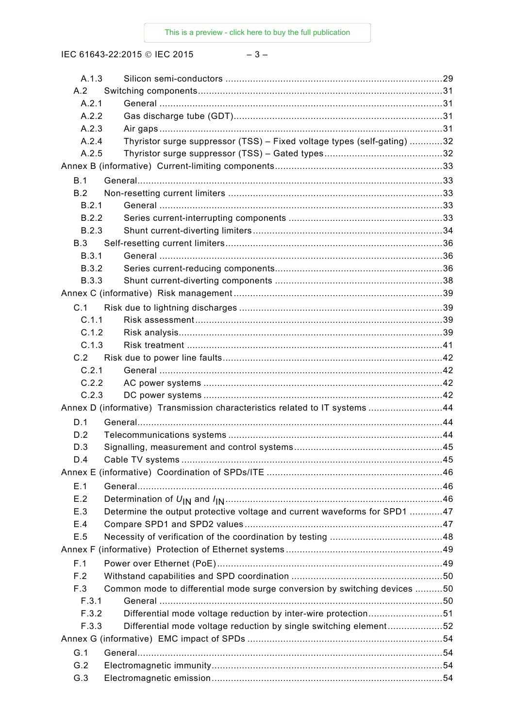A.1.3 Silicon semi-conductors ..............................................................................29

A.2 Switching components........................................................................................31

A.2.1 General ......................................................................................................31

A.2.2 Gas discharge tube (GDT)...........................................................................31

A.2.3 Air gaps......................................................................................................31

A.2.4 Thyristor surge suppressor (TSS) – Fixed voltage types (self-gating) ............32

A.2.5 Thyristor surge suppressor (TSS) – Gated types ...........................................32

Annex B (informative) Current-limiting components .............................................................33

B.1 General..............................................................................................................33

B.2 Non-resetting current limiters .............................................................................33

B.2.1 General ......................................................................................................33

B.2.2 Series current-interrupting components ........................................................33

B.2.3 Shunt current-diverting limiters.....................................................................34

B.3 Self-resetting current limiters...............................................................................36

B.3.1 General ......................................................................................................36

B.3.2 Series current-reducing components.............................................................36

B.3.3 Shunt current-diverting components .............................................................38

Annex C (informative) Risk management...........................................................................39

C.1 Risk due to lightning discharges .........................................................................39

C.1.1 Risk assessment.........................................................................................39

C.1.2 Risk analysis...............................................................................................39

C.1.3 Risk treatment ............................................................................................41

C.2 Risk due to power line faults................................................................................42

C.2.1 General ......................................................................................................42

C.2.2 AC power systems ......................................................................................42

C.2.3 DC power systems ......................................................................................42

Annex D (informative) Transmission characteristics related to IT systems ...........................44

D.1 General..............................................................................................................44

D.2 Telecommunications systems .............................................................................44

D.3 Signalling, measurement and control systems......................................................45

D.4 Cable TV systems ..............................................................................................45

Annex E (informative) Coordination of SPDs/ITE ................................................................46

E.1 General..............................................................................................................46

E.2 Determination of $U_{IN}$ and $I_{IN}$..............................................................................46

E.3 Determine the output protective voltage and current waveforms for SPD1 ............47

E.4 Compare SPD1 and SPD2 values........................................................................47

E.5 Necessity of verification of the coordination by testing .........................................48

Annex F (informative) Protection of Ethernet systems.........................................................49

F.1 Power over Ethernet (PoE).................................................................................49

F.2 Withstand capabilities and SPD coordination .......................................................50

F.3 Common mode to differential mode surge conversion by switching devices ..........50

F.3.1 General ......................................................................................................50

F.3.2 Differential mode voltage reduction by inter-wire protection...........................51

F.3.3 Differential mode voltage reduction by single switching element....................52

Annex G (informative) EMC impact of SPDs .......................................................................54

G.1 General..............................................................................................................54

G.2 Electromagnetic immunity...................................................................................54

G.3 Electromagnetic emission...................................................................................54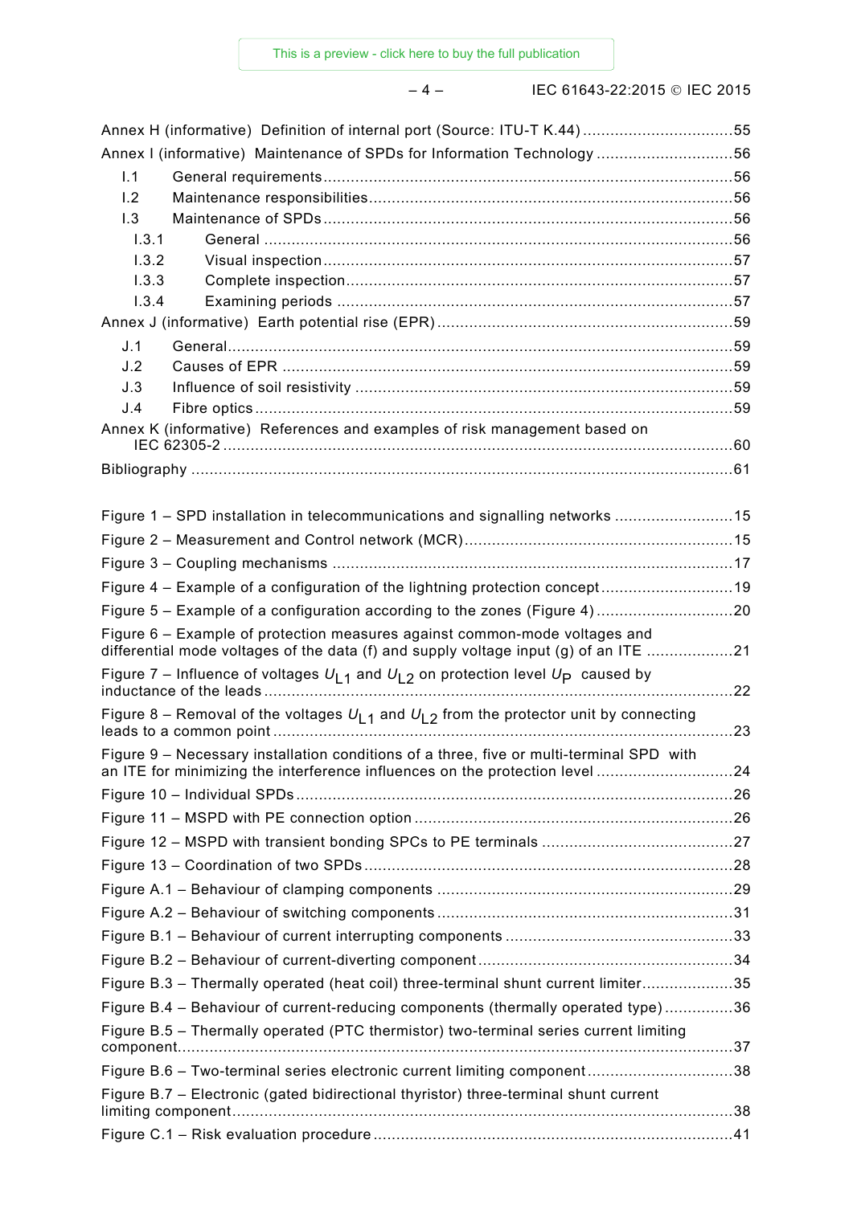Annex H (informative) Definition of internal port (Source: ITU-T K.44) ................................. 55

Annex I (informative) Maintenance of SPDs for Information Technology .............................. 56

- I.1 General requirements ......................................................................................... 56
- I.2 Maintenance responsibilities ............................................................................... 56
- I.3 Maintenance of SPDs ......................................................................................... 56
  - I.3.1 General ...................................................................................................... 56
  - I.3.2 Visual inspection ......................................................................................... 57
  - I.3.3 Complete inspection .................................................................................... 57
  - I.3.4 Examining periods ...................................................................................... 57

Annex J (informative) Earth potential rise (EPR) ................................................................. 59

- J.1 General .............................................................................................................. 59
- J.2 Causes of EPR .................................................................................................. 59
- J.3 Influence of soil resistivity .................................................................................. 59
- J.4 Fibre optics ........................................................................................................ 59

Annex K (informative) References and examples of risk management based on IEC 62305-2 ............................................................................................................... 60

Bibliography ...................................................................................................................... 61

Figure 1 – SPD installation in telecommunications and signalling networks .......................... 15

Figure 2 – Measurement and Control network (MCR) ........................................................... 15

Figure 3 – Coupling mechanisms ....................................................................................... 17

Figure 4 – Example of a configuration of the lightning protection concept ............................. 19

Figure 5 – Example of a configuration according to the zones (Figure 4) .............................. 20

Figure 6 – Example of protection measures against common-mode voltages and differential mode voltages of the data (f) and supply voltage input (g) of an ITE .................. 21

Figure 7 – Influence of voltages $U_{L1}$ and $U_{L2}$ on protection level $U_P$ caused by inductance of the leads ...................................................................................................... 22

Figure 8 – Removal of the voltages $U_{L1}$ and $U_{L2}$ from the protector unit by connecting leads to a common point .................................................................................................... 23

Figure 9 – Necessary installation conditions of a three, five or multi-terminal SPD with an ITE for minimizing the interference influences on the protection level ............................. 24

Figure 10 – Individual SPDs ................................................................................................ 26

Figure 11 – MSPD with PE connection option ...................................................................... 26

Figure 12 – MSPD with transient bonding SPCs to PE terminals .......................................... 27

Figure 13 – Coordination of two SPDs ................................................................................ 28

Figure A.1 – Behaviour of clamping components ................................................................. 29

Figure A.2 – Behaviour of switching components ................................................................ 31

Figure B.1 – Behaviour of current interrupting components .................................................. 33

Figure B.2 – Behaviour of current-diverting component ........................................................ 34

Figure B.3 – Thermally operated (heat coil) three-terminal shunt current limiter .................... 35

Figure B.4 – Behaviour of current-reducing components (thermally operated type) ............... 36

Figure B.5 – Thermally operated (PTC thermistor) two-terminal series current limiting component ........................................................................................................................ 37

Figure B.6 – Two-terminal series electronic current limiting component ................................ 38

Figure B.7 – Electronic (gated bidirectional thyristor) three-terminal shunt current limiting component ............................................................................................................. 38

Figure C.1 – Risk evaluation procedure .............................................................................. 41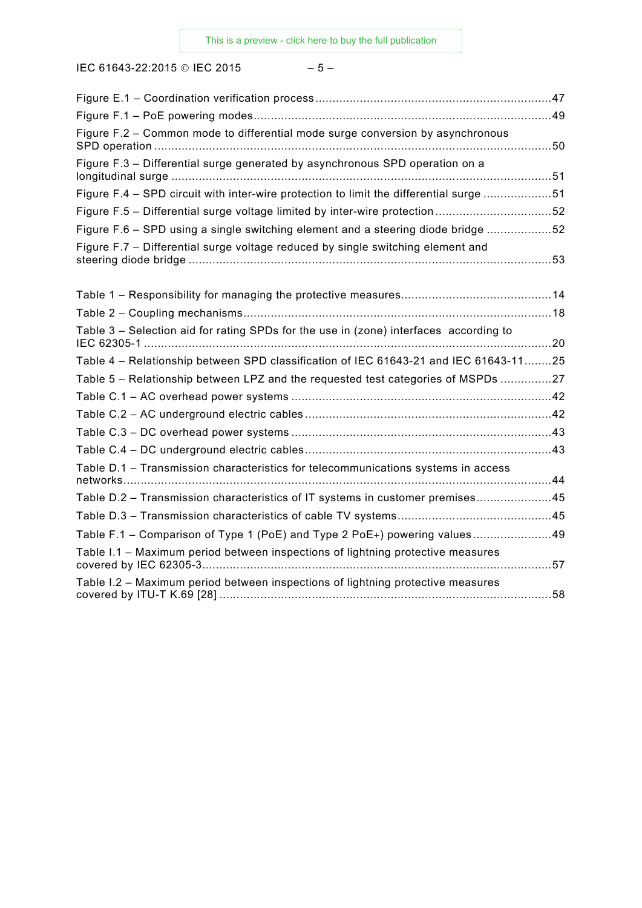Figure E.1 – Coordination verification process .....................................................................47

Figure F.1 – PoE powering modes.......................................................................................49

Figure F.2 – Common mode to differential mode surge conversion by asynchronous SPD operation .....................................................................................................................50

Figure F.3 – Differential surge generated by asynchronous SPD operation on a longitudinal surge ...............................................................................................................51

Figure F.4 – SPD circuit with inter-wire protection to limit the differential surge .....................51

Figure F.5 – Differential surge voltage limited by inter-wire protection ..................................52

Figure F.6 – SPD using a single switching element and a steering diode bridge ....................52

Figure F.7 – Differential surge voltage reduced by single switching element and steering diode bridge ..........................................................................................................53

Table 1 – Responsibility for managing the protective measures............................................14

Table 2 – Coupling mechanisms..........................................................................................18

Table 3 – Selection aid for rating SPDs for the use in (zone) interfaces according to IEC 62305-1 ........................................................................................................................20

Table 4 – Relationship between SPD classification of IEC 61643-21 and IEC 61643-11........25

Table 5 – Relationship between LPZ and the requested test categories of MSPDs ...............27

Table C.1 – AC overhead power systems ............................................................................42

Table C.2 – AC underground electric cables ........................................................................42

Table C.3 – DC overhead power systems ............................................................................43

Table C.4 – DC underground electric cables ........................................................................43

Table D.1 – Transmission characteristics for telecommunications systems in access networks.............................................................................................................................44

Table D.2 – Transmission characteristics of IT systems in customer premises......................45

Table D.3 – Transmission characteristics of cable TV systems.............................................45

Table F.1 – Comparison of Type 1 (PoE) and Type 2 PoE+) powering values .......................49

Table I.1 – Maximum period between inspections of lightning protective measures covered by IEC 62305-3......................................................................................................57

Table I.2 – Maximum period between inspections of lightning protective measures covered by ITU-T K.69 [28] .................................................................................................58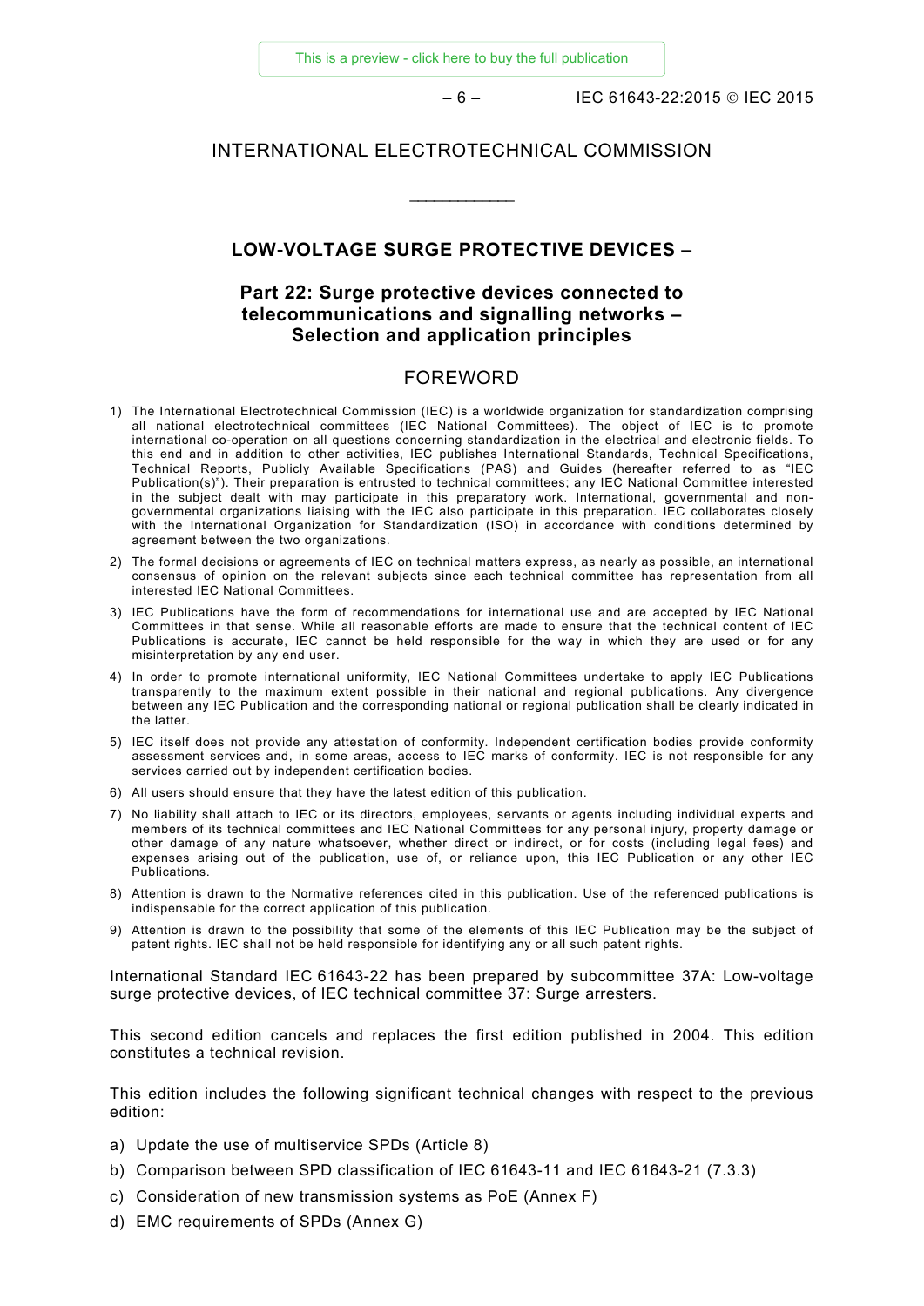# INTERNATIONAL ELECTROTECHNICAL COMMISSION

____________

## LOW-VOLTAGE SURGE PROTECTIVE DEVICES –

## Part 22: Surge protective devices connected to telecommunications and signalling networks – Selection and application principles

## FOREWORD

1) The International Electrotechnical Commission (IEC) is a worldwide organization for standardization comprising all national electrotechnical committees (IEC National Committees). The object of IEC is to promote international co-operation on all questions concerning standardization in the electrical and electronic fields. To this end and in addition to other activities, IEC publishes International Standards, Technical Specifications, Technical Reports, Publicly Available Specifications (PAS) and Guides (hereafter referred to as "IEC Publication(s)"). Their preparation is entrusted to technical committees; any IEC National Committee interested in the subject dealt with may participate in this preparatory work. International, governmental and non-governmental organizations liaising with the IEC also participate in this preparation. IEC collaborates closely with the International Organization for Standardization (ISO) in accordance with conditions determined by agreement between the two organizations.
2) The formal decisions or agreements of IEC on technical matters express, as nearly as possible, an international consensus of opinion on the relevant subjects since each technical committee has representation from all interested IEC National Committees.
3) IEC Publications have the form of recommendations for international use and are accepted by IEC National Committees in that sense. While all reasonable efforts are made to ensure that the technical content of IEC Publications is accurate, IEC cannot be held responsible for the way in which they are used or for any misinterpretation by any end user.
4) In order to promote international uniformity, IEC National Committees undertake to apply IEC Publications transparently to the maximum extent possible in their national and regional publications. Any divergence between any IEC Publication and the corresponding national or regional publication shall be clearly indicated in the latter.
5) IEC itself does not provide any attestation of conformity. Independent certification bodies provide conformity assessment services and, in some areas, access to IEC marks of conformity. IEC is not responsible for any services carried out by independent certification bodies.
6) All users should ensure that they have the latest edition of this publication.
7) No liability shall attach to IEC or its directors, employees, servants or agents including individual experts and members of its technical committees and IEC National Committees for any personal injury, property damage or other damage of any nature whatsoever, whether direct or indirect, or for costs (including legal fees) and expenses arising out of the publication, use of, or reliance upon, this IEC Publication or any other IEC Publications.
8) Attention is drawn to the Normative references cited in this publication. Use of the referenced publications is indispensable for the correct application of this publication.
9) Attention is drawn to the possibility that some of the elements of this IEC Publication may be the subject of patent rights. IEC shall not be held responsible for identifying any or all such patent rights.

International Standard IEC 61643-22 has been prepared by subcommittee 37A: Low-voltage surge protective devices, of IEC technical committee 37: Surge arresters.

This second edition cancels and replaces the first edition published in 2004. This edition constitutes a technical revision.

This edition includes the following significant technical changes with respect to the previous edition:

a) Update the use of multiservice SPDs (Article 8)
b) Comparison between SPD classification of IEC 61643-11 and IEC 61643-21 (7.3.3)
c) Consideration of new transmission systems as PoE (Annex F)
d) EMC requirements of SPDs (Annex G)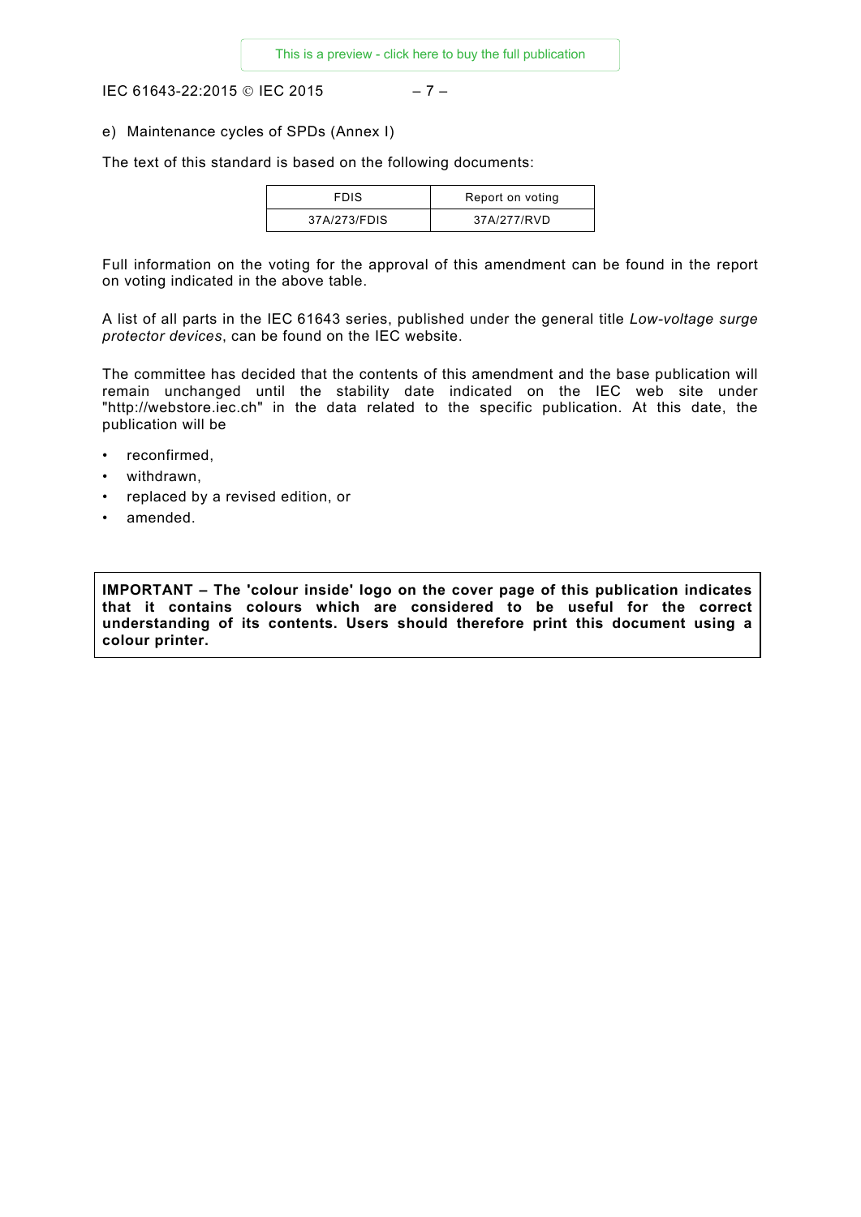e) Maintenance cycles of SPDs (Annex I)

The text of this standard is based on the following documents:

| FDIS | Report on voting |
|---|---|
| 37A/273/FDIS | 37A/277/RVD |

Full information on the voting for the approval of this amendment can be found in the report on voting indicated in the above table.

A list of all parts in the IEC 61643 series, published under the general title *Low-voltage surge protector devices*, can be found on the IEC website.

The committee has decided that the contents of this amendment and the base publication will remain unchanged until the stability date indicated on the IEC web site under "http://webstore.iec.ch" in the data related to the specific publication. At this date, the publication will be

- reconfirmed,
- withdrawn,
- replaced by a revised edition, or
- amended.

**IMPORTANT – The 'colour inside' logo on the cover page of this publication indicates that it contains colours which are considered to be useful for the correct understanding of its contents. Users should therefore print this document using a colour printer.**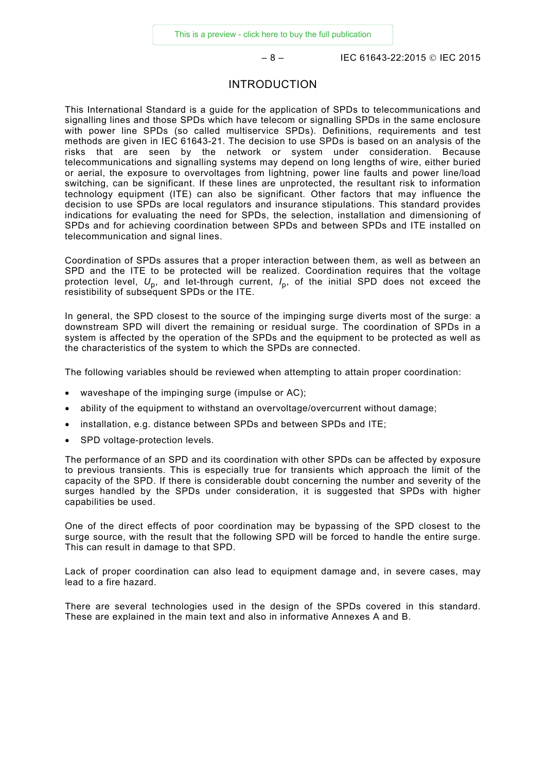# INTRODUCTION

This International Standard is a guide for the application of SPDs to telecommunications and signalling lines and those SPDs which have telecom or signalling SPDs in the same enclosure with power line SPDs (so called multiservice SPDs). Definitions, requirements and test methods are given in IEC 61643-21. The decision to use SPDs is based on an analysis of the risks that are seen by the network or system under consideration. Because telecommunications and signalling systems may depend on long lengths of wire, either buried or aerial, the exposure to overvoltages from lightning, power line faults and power line/load switching, can be significant. If these lines are unprotected, the resultant risk to information technology equipment (ITE) can also be significant. Other factors that may influence the decision to use SPDs are local regulators and insurance stipulations. This standard provides indications for evaluating the need for SPDs, the selection, installation and dimensioning of SPDs and for achieving coordination between SPDs and between SPDs and ITE installed on telecommunication and signal lines.

Coordination of SPDs assures that a proper interaction between them, as well as between an SPD and the ITE to be protected will be realized. Coordination requires that the voltage protection level, $U_p$, and let-through current, $I_p$, of the initial SPD does not exceed the resistibility of subsequent SPDs or the ITE.

In general, the SPD closest to the source of the impinging surge diverts most of the surge: a downstream SPD will divert the remaining or residual surge. The coordination of SPDs in a system is affected by the operation of the SPDs and the equipment to be protected as well as the characteristics of the system to which the SPDs are connected.

The following variables should be reviewed when attempting to attain proper coordination:

- waveshape of the impinging surge (impulse or AC);
- ability of the equipment to withstand an overvoltage/overcurrent without damage;
- installation, e.g. distance between SPDs and between SPDs and ITE;
- SPD voltage-protection levels.

The performance of an SPD and its coordination with other SPDs can be affected by exposure to previous transients. This is especially true for transients which approach the limit of the capacity of the SPD. If there is considerable doubt concerning the number and severity of the surges handled by the SPDs under consideration, it is suggested that SPDs with higher capabilities be used.

One of the direct effects of poor coordination may be bypassing of the SPD closest to the surge source, with the result that the following SPD will be forced to handle the entire surge. This can result in damage to that SPD.

Lack of proper coordination can also lead to equipment damage and, in severe cases, may lead to a fire hazard.

There are several technologies used in the design of the SPDs covered in this standard. These are explained in the main text and also in informative Annexes A and B.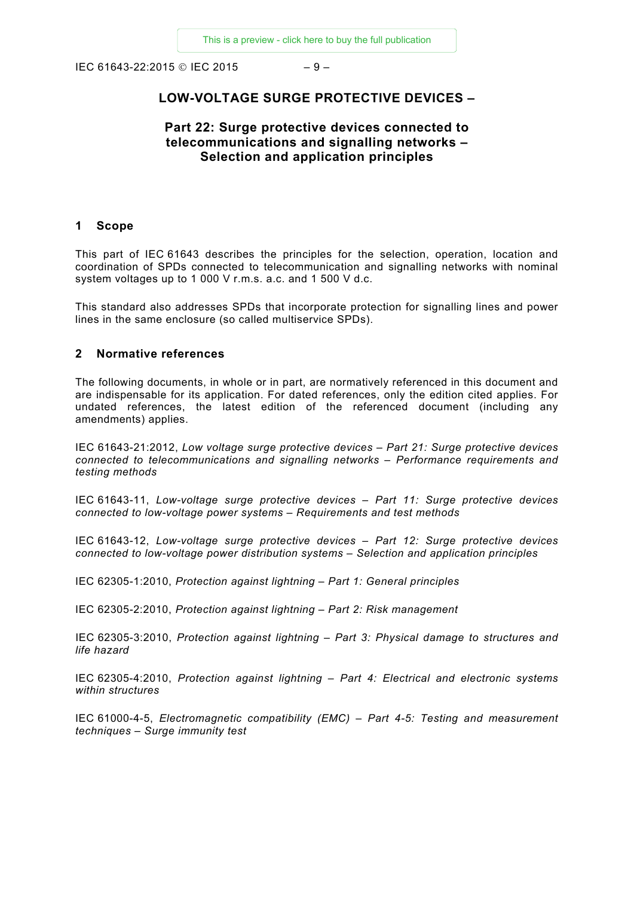# LOW-VOLTAGE SURGE PROTECTIVE DEVICES –

## Part 22: Surge protective devices connected to telecommunications and signalling networks – Selection and application principles

## 1 Scope

This part of IEC 61643 describes the principles for the selection, operation, location and coordination of SPDs connected to telecommunication and signalling networks with nominal system voltages up to 1 000 V r.m.s. a.c. and 1 500 V d.c.

This standard also addresses SPDs that incorporate protection for signalling lines and power lines in the same enclosure (so called multiservice SPDs).

## 2 Normative references

The following documents, in whole or in part, are normatively referenced in this document and are indispensable for its application. For dated references, only the edition cited applies. For undated references, the latest edition of the referenced document (including any amendments) applies.

IEC 61643-21:2012, *Low voltage surge protective devices – Part 21: Surge protective devices connected to telecommunications and signalling networks – Performance requirements and testing methods*

IEC 61643-11, *Low-voltage surge protective devices – Part 11: Surge protective devices connected to low-voltage power systems – Requirements and test methods*

IEC 61643-12, *Low-voltage surge protective devices – Part 12: Surge protective devices connected to low-voltage power distribution systems – Selection and application principles*

IEC 62305-1:2010, *Protection against lightning – Part 1: General principles*

IEC 62305-2:2010, *Protection against lightning – Part 2: Risk management*

IEC 62305-3:2010, *Protection against lightning – Part 3: Physical damage to structures and life hazard*

IEC 62305-4:2010, *Protection against lightning – Part 4: Electrical and electronic systems within structures*

IEC 61000-4-5, *Electromagnetic compatibility (EMC) – Part 4-5: Testing and measurement techniques – Surge immunity test*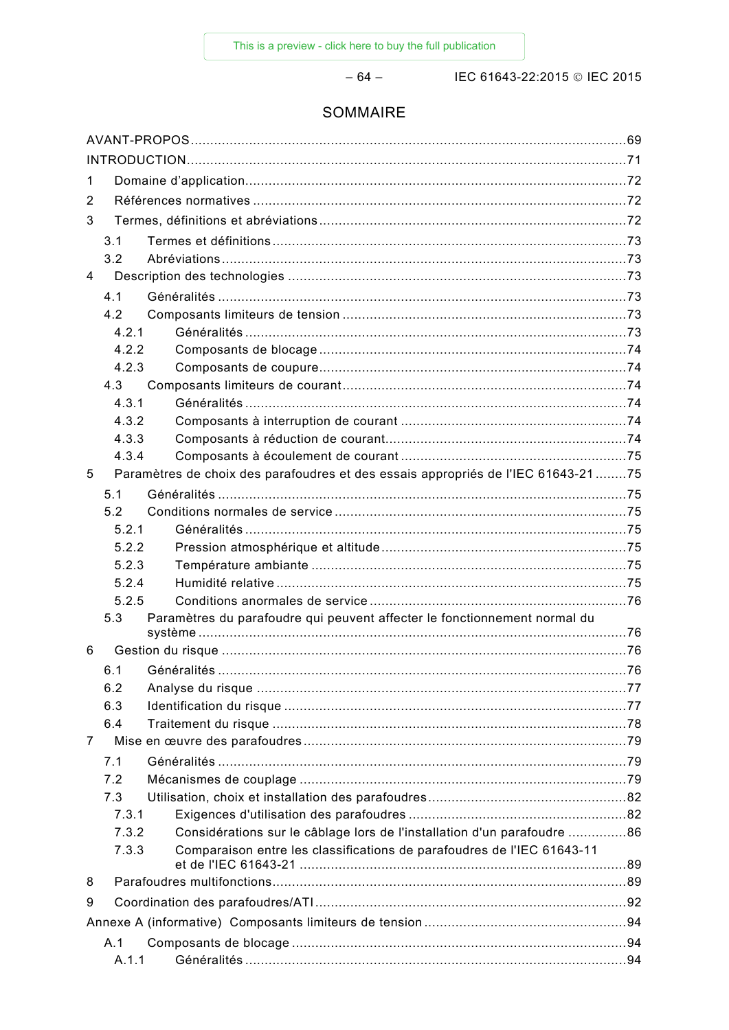# SOMMAIRE

AVANT-PROPOS ......................................................................................................... 69
INTRODUCTION ........................................................................................................ 71
1 Domaine d'application ............................................................................................ 72
2 Références normatives ........................................................................................... 72
3 Termes, définitions et abréviations ......................................................................... 72
   3.1 Termes et définitions ...................................................................................... 73
   3.2 Abréviations .................................................................................................... 73
4 Description des technologies .................................................................................. 73
   4.1 Généralités ..................................................................................................... 73
   4.2 Composants limiteurs de tension .................................................................... 73
      4.2.1 Généralités ............................................................................................. 73
      4.2.2 Composants de blocage ......................................................................... 74
      4.2.3 Composants de coupure ......................................................................... 74
   4.3 Composants limiteurs de courant .................................................................... 74
      4.3.1 Généralités ............................................................................................. 74
      4.3.2 Composants à interruption de courant ................................................... 74
      4.3.3 Composants à réduction de courant ....................................................... 74
      4.3.4 Composants à écoulement de courant ................................................... 75
5 Paramètres de choix des parafoudres et des essais appropriés de l'IEC 61643-21 ........ 75
   5.1 Généralités ..................................................................................................... 75
   5.2 Conditions normales de service ...................................................................... 75
      5.2.1 Généralités ............................................................................................. 75
      5.2.2 Pression atmosphérique et altitude ........................................................ 75
      5.2.3 Température ambiante ........................................................................... 75
      5.2.4 Humidité relative .................................................................................... 75
      5.2.5 Conditions anormales de service ............................................................ 76
   5.3 Paramètres du parafoudre qui peuvent affecter le fonctionnement normal du système ....... 76
6 Gestion du risque .................................................................................................... 76
   6.1 Généralités ..................................................................................................... 76
   6.2 Analyse du risque ........................................................................................... 77
   6.3 Identification du risque ................................................................................... 77
   6.4 Traitement du risque ....................................................................................... 78
7 Mise en œuvre des parafoudres .............................................................................. 79
   7.1 Généralités ..................................................................................................... 79
   7.2 Mécanismes de couplage ................................................................................ 79
   7.3 Utilisation, choix et installation des parafoudres ............................................. 82
      7.3.1 Exigences d'utilisation des parafoudres .................................................. 82
      7.3.2 Considérations sur le câblage lors de l'installation d'un parafoudre ........ 86
      7.3.3 Comparaison entre les classifications de parafoudres de l'IEC 61643-11 et de l'IEC 61643-21 ....... 89
8 Parafoudres multifonctions ..................................................................................... 89
9 Coordination des parafoudres/ATI .......................................................................... 92
Annexe A (informative) Composants limiteurs de tension .......................................... 94
   A.1 Composants de blocage ................................................................................. 94
      A.1.1 Généralités ............................................................................................ 94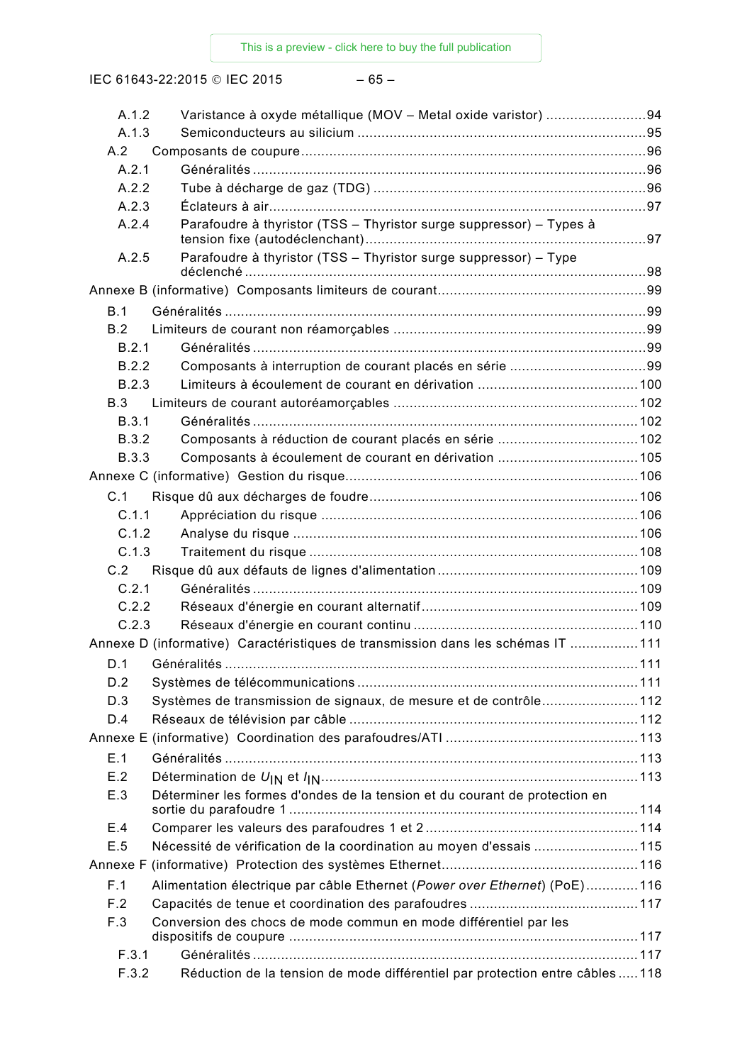A.1.2 Varistance à oxyde métallique (MOV – Metal oxide varistor) ......................... 94
A.1.3 Semiconducteurs au silicium ........................................................................ 95
A.2 Composants de coupure ..................................................................................... 96
A.2.1 Généralités ................................................................................................. 96
A.2.2 Tube à décharge de gaz (TDG) .................................................................... 96
A.2.3 Éclateurs à air ............................................................................................. 97
A.2.4 Parafoudre à thyristor (TSS – Thyristor surge suppressor) – Types à tension fixe (autodéclenchant) ...................................................................... 97
A.2.5 Parafoudre à thyristor (TSS – Thyristor surge suppressor) – Type déclenché ................................................................................................... 98
Annexe B (informative) Composants limiteurs de courant ................................................... 99
B.1 Généralités ........................................................................................................ 99
B.2 Limiteurs de courant non réamorçables .............................................................. 99
B.2.1 Généralités ................................................................................................. 99
B.2.2 Composants à interruption de courant placés en série .................................. 99
B.2.3 Limiteurs à écoulement de courant en dérivation ........................................ 100
B.3 Limiteurs de courant autoréamorçables ............................................................ 102
B.3.1 Généralités ............................................................................................... 102
B.3.2 Composants à réduction de courant placés en série ................................... 102
B.3.3 Composants à écoulement de courant en dérivation ................................... 105
Annexe C (informative) Gestion du risque ........................................................................ 106
C.1 Risque dû aux décharges de foudre .................................................................. 106
C.1.1 Appréciation du risque .............................................................................. 106
C.1.2 Analyse du risque ..................................................................................... 106
C.1.3 Traitement du risque ................................................................................. 108
C.2 Risque dû aux défauts de lignes d'alimentation .................................................. 109
C.2.1 Généralités ............................................................................................... 109
C.2.2 Réseaux d'énergie en courant alternatif ..................................................... 109
C.2.3 Réseaux d'énergie en courant continu ....................................................... 110
Annexe D (informative) Caractéristiques de transmission dans les schémas IT ................. 111
D.1 Généralités ...................................................................................................... 111
D.2 Systèmes de télécommunications ..................................................................... 111
D.3 Systèmes de transmission de signaux, de mesure et de contrôle ........................ 112
D.4 Réseaux de télévision par câble ....................................................................... 112
Annexe E (informative) Coordination des parafoudres/ATI ................................................ 113
E.1 Généralités ...................................................................................................... 113
E.2 Détermination de $U_{IN}$ et $I_{IN}$ ............................................................................. 113
E.3 Déterminer les formes d'ondes de la tension et du courant de protection en sortie du parafoudre 1 ...................................................................................... 114
E.4 Comparer les valeurs des parafoudres 1 et 2 .................................................... 114
E.5 Nécessité de vérification de la coordination au moyen d'essais .......................... 115
Annexe F (informative) Protection des systèmes Ethernet ................................................. 116
F.1 Alimentation électrique par câble Ethernet (*Power over Ethernet*) (PoE) ............. 116
F.2 Capacités de tenue et coordination des parafoudres .......................................... 117
F.3 Conversion des chocs de mode commun en mode différentiel par les dispositifs de couplage ...................................................................................... 117
F.3.1 Généralités ............................................................................................... 117
F.3.2 Réduction de la tension de mode différentiel par protection entre câbles ..... 118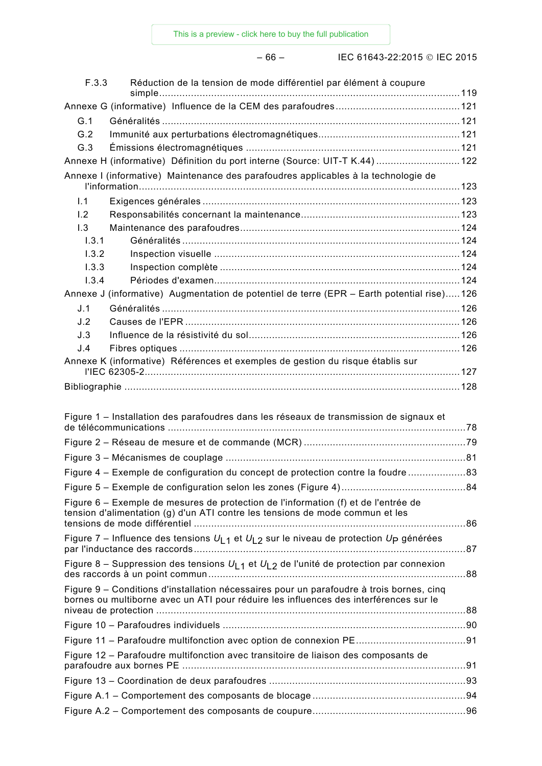F.3.3 Réduction de la tension de mode différentiel par élément à coupure simple ........ 119

Annexe G (informative) Influence de la CEM des parafoudres ........ 121

G.1 Généralités ........ 121

G.2 Immunité aux perturbations électromagnétiques ........ 121

G.3 Émissions électromagnétiques ........ 121

Annexe H (informative) Définition du port interne (Source: UIT-T K.44) ........ 122

Annexe I (informative) Maintenance des parafoudres applicables à la technologie de l'information ........ 123

I.1 Exigences générales ........ 123

I.2 Responsabilités concernant la maintenance ........ 123

I.3 Maintenance des parafoudres ........ 124

I.3.1 Généralités ........ 124

I.3.2 Inspection visuelle ........ 124

I.3.3 Inspection complète ........ 124

I.3.4 Périodes d'examen ........ 124

Annexe J (informative) Augmentation de potentiel de terre (EPR – Earth potential rise) ........ 126

J.1 Généralités ........ 126

J.2 Causes de l'EPR ........ 126

J.3 Influence de la résistivité du sol ........ 126

J.4 Fibres optiques ........ 126

Annexe K (informative) Références et exemples de gestion du risque établis sur l'IEC 62305-2 ........ 127

Bibliographie ........ 128

Figure 1 – Installation des parafoudres dans les réseaux de transmission de signaux et de télécommunications ........ 78

Figure 2 – Réseau de mesure et de commande (MCR) ........ 79

Figure 3 – Mécanismes de couplage ........ 81

Figure 4 – Exemple de configuration du concept de protection contre la foudre ........ 83

Figure 5 – Exemple de configuration selon les zones (Figure 4) ........ 84

Figure 6 – Exemple de mesures de protection de l'information (f) et de l'entrée de tension d'alimentation (g) d'un ATI contre les tensions de mode commun et les tensions de mode différentiel ........ 86

Figure 7 – Influence des tensions $U_{L1}$ et $U_{L2}$ sur le niveau de protection $U_P$ générées par l'inductance des raccords ........ 87

Figure 8 – Suppression des tensions $U_{L1}$ et $U_{L2}$ de l'unité de protection par connexion des raccords à un point commun ........ 88

Figure 9 – Conditions d'installation nécessaires pour un parafoudre à trois bornes, cinq bornes ou multiborne avec un ATI pour réduire les influences des interférences sur le niveau de protection ........ 88

Figure 10 – Parafoudres individuels ........ 90

Figure 11 – Parafoudre multifonction avec option de connexion PE ........ 91

Figure 12 – Parafoudre multifonction avec transitoire de liaison des composants de parafoudre aux bornes PE ........ 91

Figure 13 – Coordination de deux parafoudres ........ 93

Figure A.1 – Comportement des composants de blocage ........ 94

Figure A.2 – Comportement des composants de coupure ........ 96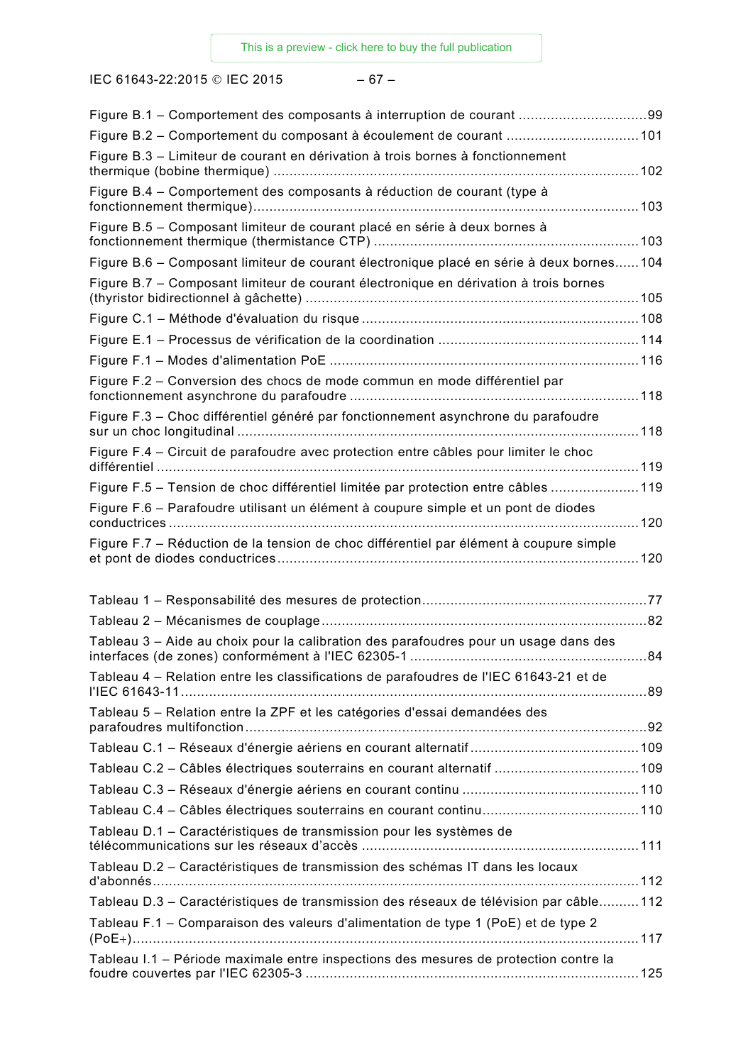Figure B.1 – Comportement des composants à interruption de courant ................................99

Figure B.2 – Comportement du composant à écoulement de courant .................................101

Figure B.3 – Limiteur de courant en dérivation à trois bornes à fonctionnement thermique (bobine thermique) ..........................................................................................102

Figure B.4 – Comportement des composants à réduction de courant (type à fonctionnement thermique)...............................................................................................103

Figure B.5 – Composant limiteur de courant placé en série à deux bornes à fonctionnement thermique (thermistance CTP) .................................................................103

Figure B.6 – Composant limiteur de courant électronique placé en série à deux bornes......104

Figure B.7 – Composant limiteur de courant électronique en dérivation à trois bornes (thyristor bidirectionnel à gâchette) ..................................................................................105

Figure C.1 – Méthode d'évaluation du risque ....................................................................108

Figure E.1 – Processus de vérification de la coordination .................................................114

Figure F.1 – Modes d'alimentation PoE ............................................................................116

Figure F.2 – Conversion des chocs de mode commun en mode différentiel par fonctionnement asynchrone du parafoudre .......................................................................118

Figure F.3 – Choc différentiel généré par fonctionnement asynchrone du parafoudre sur un choc longitudinal ....................................................................................................118

Figure F.4 – Circuit de parafoudre avec protection entre câbles pour limiter le choc différentiel ........................................................................................................................119

Figure F.5 – Tension de choc différentiel limitée par protection entre câbles ......................119

Figure F.6 – Parafoudre utilisant un élément à coupure simple et un pont de diodes conductrices .....................................................................................................................120

Figure F.7 – Réduction de la tension de choc différentiel par élément à coupure simple et pont de diodes conductrices.........................................................................................120

Tableau 1 – Responsabilité des mesures de protection.......................................................77

Tableau 2 – Mécanismes de couplage................................................................................82

Tableau 3 – Aide au choix pour la calibration des parafoudres pour un usage dans des interfaces (de zones) conformément à l'IEC 62305-1 ..........................................................84

Tableau 4 – Relation entre les classifications de parafoudres de l'IEC 61643-21 et de l'IEC 61643-11...................................................................................................................89

Tableau 5 – Relation entre la ZPF et les catégories d'essai demandées des parafoudres multifonction...................................................................................................92

Tableau C.1 – Réseaux d'énergie aériens en courant alternatif..........................................109

Tableau C.2 – Câbles électriques souterrains en courant alternatif ....................................109

Tableau C.3 – Réseaux d'énergie aériens en courant continu ............................................110

Tableau C.4 – Câbles électriques souterrains en courant continu.......................................110

Tableau D.1 – Caractéristiques de transmission pour les systèmes de télécommunications sur les réseaux d'accès ....................................................................111

Tableau D.2 – Caractéristiques de transmission des schémas IT dans les locaux d'abonnés........................................................................................................................112

Tableau D.3 – Caractéristiques de transmission des réseaux de télévision par câble..........112

Tableau F.1 – Comparaison des valeurs d'alimentation de type 1 (PoE) et de type 2 (PoE+)..............................................................................................................................117

Tableau I.1 – Période maximale entre inspections des mesures de protection contre la foudre couvertes par l'IEC 62305-3 ..................................................................................125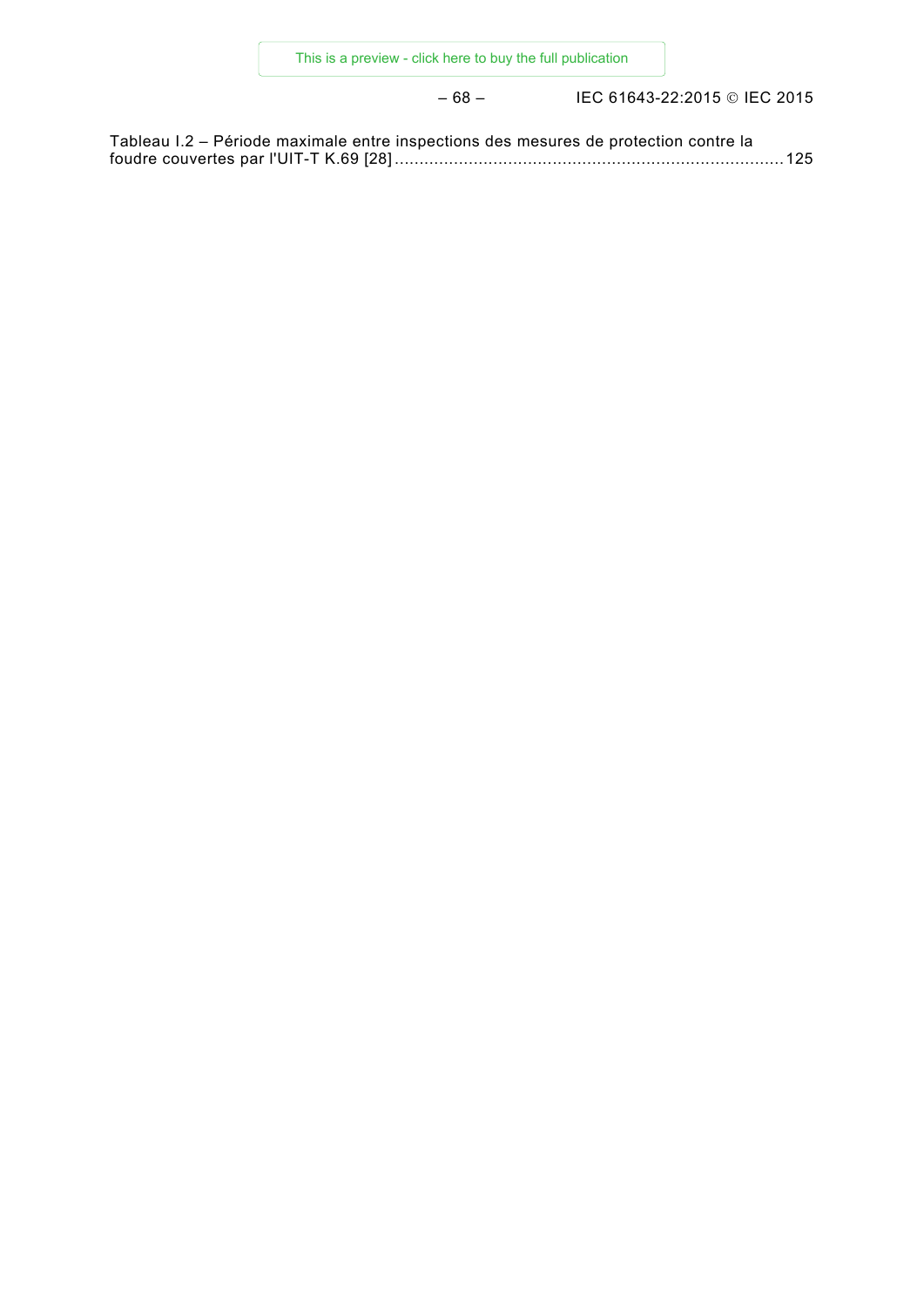Tableau I.2 – Période maximale entre inspections des mesures de protection contre la foudre couvertes par l'UIT-T K.69 [28] ............................................................................ 125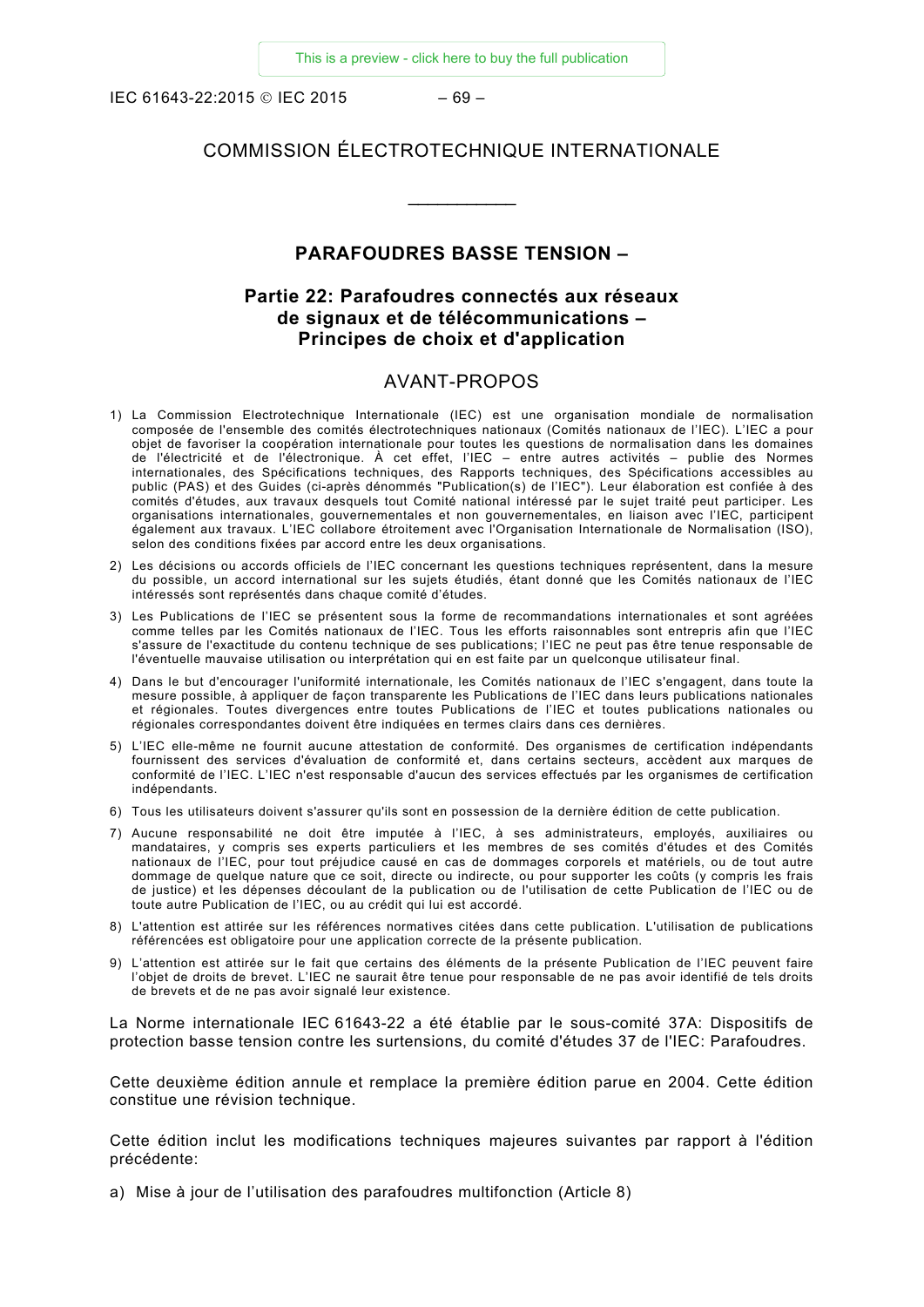# COMMISSION ÉLECTROTECHNIQUE INTERNATIONALE

\_\_\_\_\_\_\_\_\_\_\_\_

## PARAFOUDRES BASSE TENSION –

## Partie 22: Parafoudres connectés aux réseaux de signaux et de télécommunications – Principes de choix et d'application

## AVANT-PROPOS

1) La Commission Electrotechnique Internationale (IEC) est une organisation mondiale de normalisation composée de l'ensemble des comités électrotechniques nationaux (Comités nationaux de l'IEC). L'IEC a pour objet de favoriser la coopération internationale pour toutes les questions de normalisation dans les domaines de l'électricité et de l'électronique. À cet effet, l'IEC – entre autres activités – publie des Normes internationales, des Spécifications techniques, des Rapports techniques, des Spécifications accessibles au public (PAS) et des Guides (ci-après dénommés "Publication(s) de l'IEC"). Leur élaboration est confiée à des comités d'études, aux travaux desquels tout Comité national intéressé par le sujet traité peut participer. Les organisations internationales, gouvernementales et non gouvernementales, en liaison avec l'IEC, participent également aux travaux. L'IEC collabore étroitement avec l'Organisation Internationale de Normalisation (ISO), selon des conditions fixées par accord entre les deux organisations.
2) Les décisions ou accords officiels de l'IEC concernant les questions techniques représentent, dans la mesure du possible, un accord international sur les sujets étudiés, étant donné que les Comités nationaux de l'IEC intéressés sont représentés dans chaque comité d'études.
3) Les Publications de l'IEC se présentent sous la forme de recommandations internationales et sont agréées comme telles par les Comités nationaux de l'IEC. Tous les efforts raisonnables sont entrepris afin que l'IEC s'assure de l'exactitude du contenu technique de ses publications; l'IEC ne peut pas être tenue responsable de l'éventuelle mauvaise utilisation ou interprétation qui en est faite par un quelconque utilisateur final.
4) Dans le but d'encourager l'uniformité internationale, les Comités nationaux de l'IEC s'engagent, dans toute la mesure possible, à appliquer de façon transparente les Publications de l'IEC dans leurs publications nationales et régionales. Toutes divergences entre toutes Publications de l'IEC et toutes publications nationales ou régionales correspondantes doivent être indiquées en termes clairs dans ces dernières.
5) L'IEC elle-même ne fournit aucune attestation de conformité. Des organismes de certification indépendants fournissent des services d'évaluation de conformité et, dans certains secteurs, accèdent aux marques de conformité de l'IEC. L'IEC n'est responsable d'aucun des services effectués par les organismes de certification indépendants.
6) Tous les utilisateurs doivent s'assurer qu'ils sont en possession de la dernière édition de cette publication.
7) Aucune responsabilité ne doit être imputée à l'IEC, à ses administrateurs, employés, auxiliaires ou mandataires, y compris ses experts particuliers et les membres de ses comités d'études et des Comités nationaux de l'IEC, pour tout préjudice causé en cas de dommages corporels et matériels, ou de tout autre dommage de quelque nature que ce soit, directe ou indirecte, ou pour supporter les coûts (y compris les frais de justice) et les dépenses découlant de la publication ou de l'utilisation de cette Publication de l'IEC ou de toute autre Publication de l'IEC, ou au crédit qui lui est accordé.
8) L'attention est attirée sur les références normatives citées dans cette publication. L'utilisation de publications référencées est obligatoire pour une application correcte de la présente publication.
9) L'attention est attirée sur le fait que certains des éléments de la présente Publication de l'IEC peuvent faire l'objet de droits de brevet. L'IEC ne saurait être tenue pour responsable de ne pas avoir identifié de tels droits de brevets et de ne pas avoir signalé leur existence.

La Norme internationale IEC 61643-22 a été établie par le sous-comité 37A: Dispositifs de protection basse tension contre les surtensions, du comité d'études 37 de l'IEC: Parafoudres.

Cette deuxième édition annule et remplace la première édition parue en 2004. Cette édition constitue une révision technique.

Cette édition inclut les modifications techniques majeures suivantes par rapport à l'édition précédente:

a) Mise à jour de l'utilisation des parafoudres multifonction (Article 8)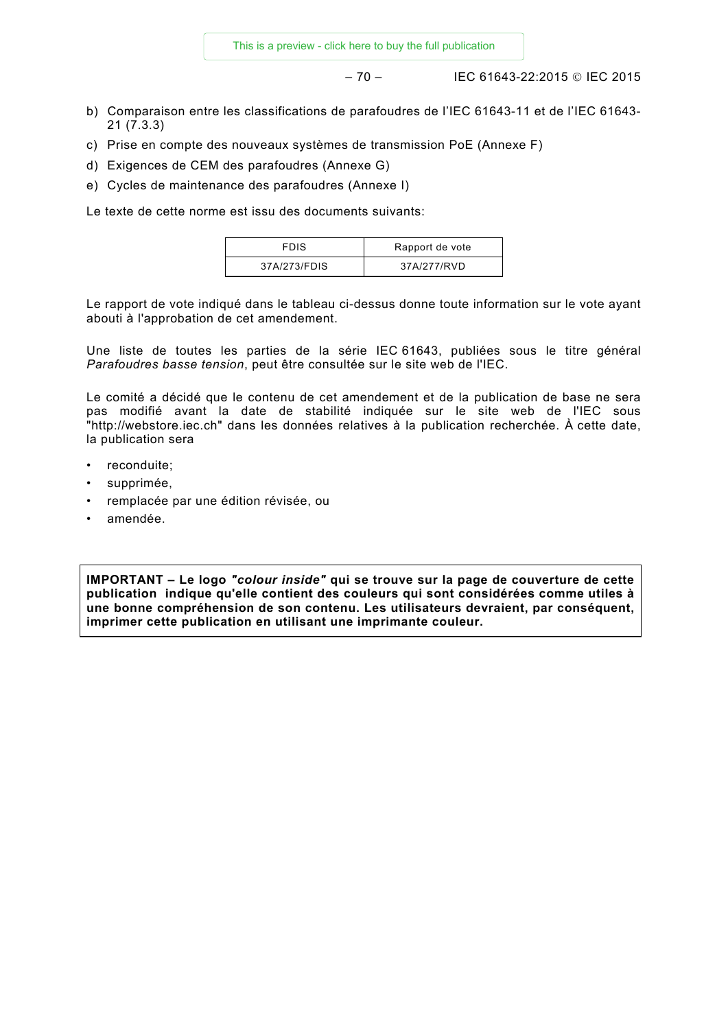b) Comparaison entre les classifications de parafoudres de l'IEC 61643-11 et de l'IEC 61643-21 (7.3.3)

c) Prise en compte des nouveaux systèmes de transmission PoE (Annexe F)

d) Exigences de CEM des parafoudres (Annexe G)

e) Cycles de maintenance des parafoudres (Annexe I)

Le texte de cette norme est issu des documents suivants:

| FDIS | Rapport de vote |
|---|---|
| 37A/273/FDIS | 37A/277/RVD |

Le rapport de vote indiqué dans le tableau ci-dessus donne toute information sur le vote ayant abouti à l'approbation de cet amendement.

Une liste de toutes les parties de la série IEC 61643, publiées sous le titre général *Parafoudres basse tension*, peut être consultée sur le site web de l'IEC.

Le comité a décidé que le contenu de cet amendement et de la publication de base ne sera pas modifié avant la date de stabilité indiquée sur le site web de l'IEC sous "http://webstore.iec.ch" dans les données relatives à la publication recherchée. À cette date, la publication sera

- reconduite;
- supprimée,
- remplacée par une édition révisée, ou
- amendée.

**IMPORTANT – Le logo *"colour inside"* qui se trouve sur la page de couverture de cette publication indique qu'elle contient des couleurs qui sont considérées comme utiles à une bonne compréhension de son contenu. Les utilisateurs devraient, par conséquent, imprimer cette publication en utilisant une imprimante couleur.**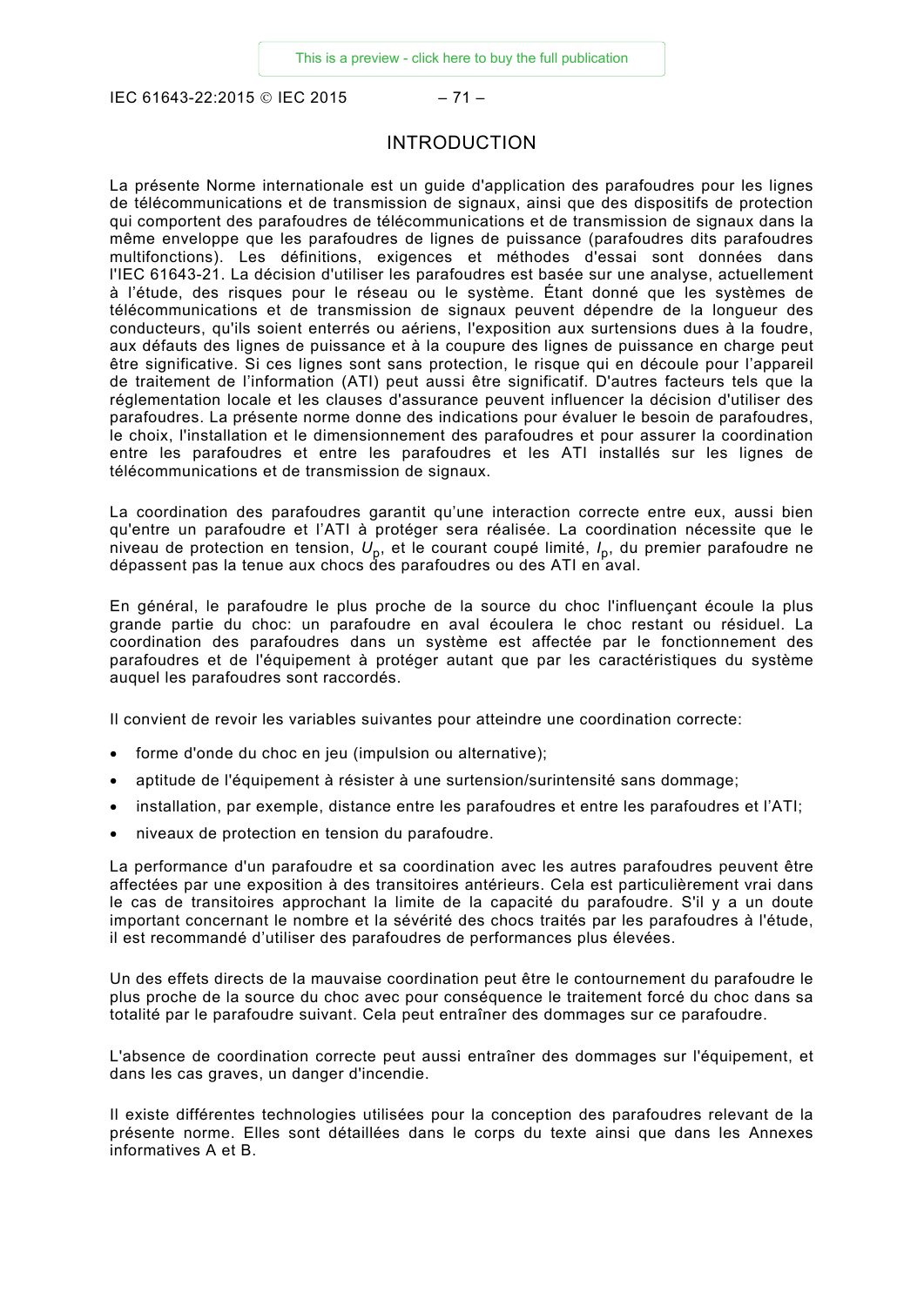# INTRODUCTION

La présente Norme internationale est un guide d'application des parafoudres pour les lignes de télécommunications et de transmission de signaux, ainsi que des dispositifs de protection qui comportent des parafoudres de télécommunications et de transmission de signaux dans la même enveloppe que les parafoudres de lignes de puissance (parafoudres dits parafoudres multifonctions). Les définitions, exigences et méthodes d'essai sont données dans l'IEC 61643-21. La décision d'utiliser les parafoudres est basée sur une analyse, actuellement à l'étude, des risques pour le réseau ou le système. Étant donné que les systèmes de télécommunications et de transmission de signaux peuvent dépendre de la longueur des conducteurs, qu'ils soient enterrés ou aériens, l'exposition aux surtensions dues à la foudre, aux défauts des lignes de puissance et à la coupure des lignes de puissance en charge peut être significative. Si ces lignes sont sans protection, le risque qui en découle pour l'appareil de traitement de l'information (ATI) peut aussi être significatif. D'autres facteurs tels que la réglementation locale et les clauses d'assurance peuvent influencer la décision d'utiliser des parafoudres. La présente norme donne des indications pour évaluer le besoin de parafoudres, le choix, l'installation et le dimensionnement des parafoudres et pour assurer la coordination entre les parafoudres et entre les parafoudres et les ATI installés sur les lignes de télécommunications et de transmission de signaux.

La coordination des parafoudres garantit qu'une interaction correcte entre eux, aussi bien qu'entre un parafoudre et l'ATI à protéger sera réalisée. La coordination nécessite que le niveau de protection en tension, $U_p$, et le courant coupé limité, $I_p$, du premier parafoudre ne dépassent pas la tenue aux chocs des parafoudres ou des ATI en aval.

En général, le parafoudre le plus proche de la source du choc l'influençant écoule la plus grande partie du choc: un parafoudre en aval écoulera le choc restant ou résiduel. La coordination des parafoudres dans un système est affectée par le fonctionnement des parafoudres et de l'équipement à protéger autant que par les caractéristiques du système auquel les parafoudres sont raccordés.

Il convient de revoir les variables suivantes pour atteindre une coordination correcte:

- forme d'onde du choc en jeu (impulsion ou alternative);
- aptitude de l'équipement à résister à une surtension/surintensité sans dommage;
- installation, par exemple, distance entre les parafoudres et entre les parafoudres et l'ATI;
- niveaux de protection en tension du parafoudre.

La performance d'un parafoudre et sa coordination avec les autres parafoudres peuvent être affectées par une exposition à des transitoires antérieurs. Cela est particulièrement vrai dans le cas de transitoires approchant la limite de la capacité du parafoudre. S'il y a un doute important concernant le nombre et la sévérité des chocs traités par les parafoudres à l'étude, il est recommandé d'utiliser des parafoudres de performances plus élevées.

Un des effets directs de la mauvaise coordination peut être le contournement du parafoudre le plus proche de la source du choc avec pour conséquence le traitement forcé du choc dans sa totalité par le parafoudre suivant. Cela peut entraîner des dommages sur ce parafoudre.

L'absence de coordination correcte peut aussi entraîner des dommages sur l'équipement, et dans les cas graves, un danger d'incendie.

Il existe différentes technologies utilisées pour la conception des parafoudres relevant de la présente norme. Elles sont détaillées dans le corps du texte ainsi que dans les Annexes informatives A et B.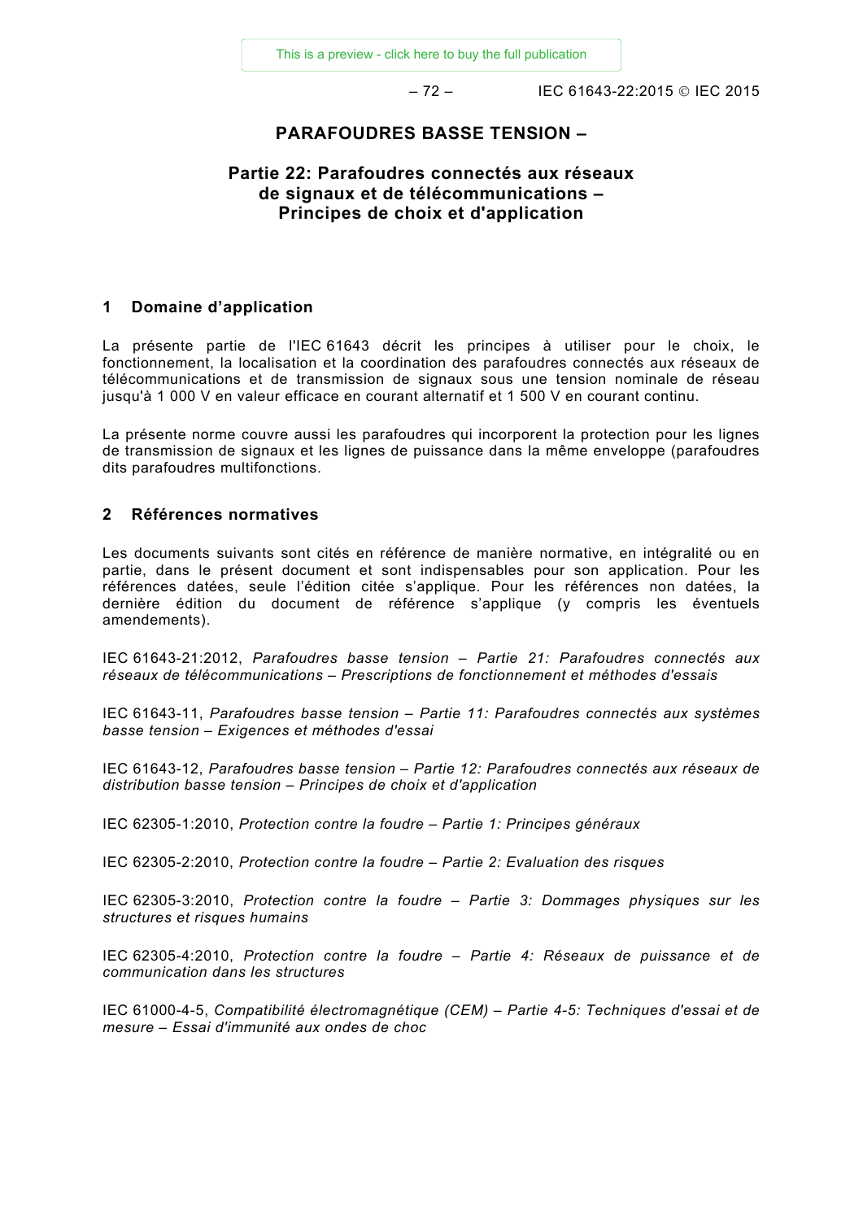# PARAFOUDRES BASSE TENSION –

## Partie 22: Parafoudres connectés aux réseaux de signaux et de télécommunications – Principes de choix et d'application

## 1 Domaine d'application

La présente partie de l'IEC 61643 décrit les principes à utiliser pour le choix, le fonctionnement, la localisation et la coordination des parafoudres connectés aux réseaux de télécommunications et de transmission de signaux sous une tension nominale de réseau jusqu'à 1 000 V en valeur efficace en courant alternatif et 1 500 V en courant continu.

La présente norme couvre aussi les parafoudres qui incorporent la protection pour les lignes de transmission de signaux et les lignes de puissance dans la même enveloppe (parafoudres dits parafoudres multifonctions.

## 2 Références normatives

Les documents suivants sont cités en référence de manière normative, en intégralité ou en partie, dans le présent document et sont indispensables pour son application. Pour les références datées, seule l'édition citée s'applique. Pour les références non datées, la dernière édition du document de référence s'applique (y compris les éventuels amendements).

IEC 61643-21:2012, *Parafoudres basse tension – Partie 21: Parafoudres connectés aux réseaux de télécommunications – Prescriptions de fonctionnement et méthodes d'essais*

IEC 61643-11, *Parafoudres basse tension – Partie 11: Parafoudres connectés aux systèmes basse tension – Exigences et méthodes d'essai*

IEC 61643-12, *Parafoudres basse tension – Partie 12: Parafoudres connectés aux réseaux de distribution basse tension – Principes de choix et d'application*

IEC 62305-1:2010, *Protection contre la foudre – Partie 1: Principes généraux*

IEC 62305-2:2010, *Protection contre la foudre – Partie 2: Evaluation des risques*

IEC 62305-3:2010, *Protection contre la foudre – Partie 3: Dommages physiques sur les structures et risques humains*

IEC 62305-4:2010, *Protection contre la foudre – Partie 4: Réseaux de puissance et de communication dans les structures*

IEC 61000-4-5, *Compatibilité électromagnétique (CEM) – Partie 4-5: Techniques d'essai et de mesure – Essai d'immunité aux ondes de choc*